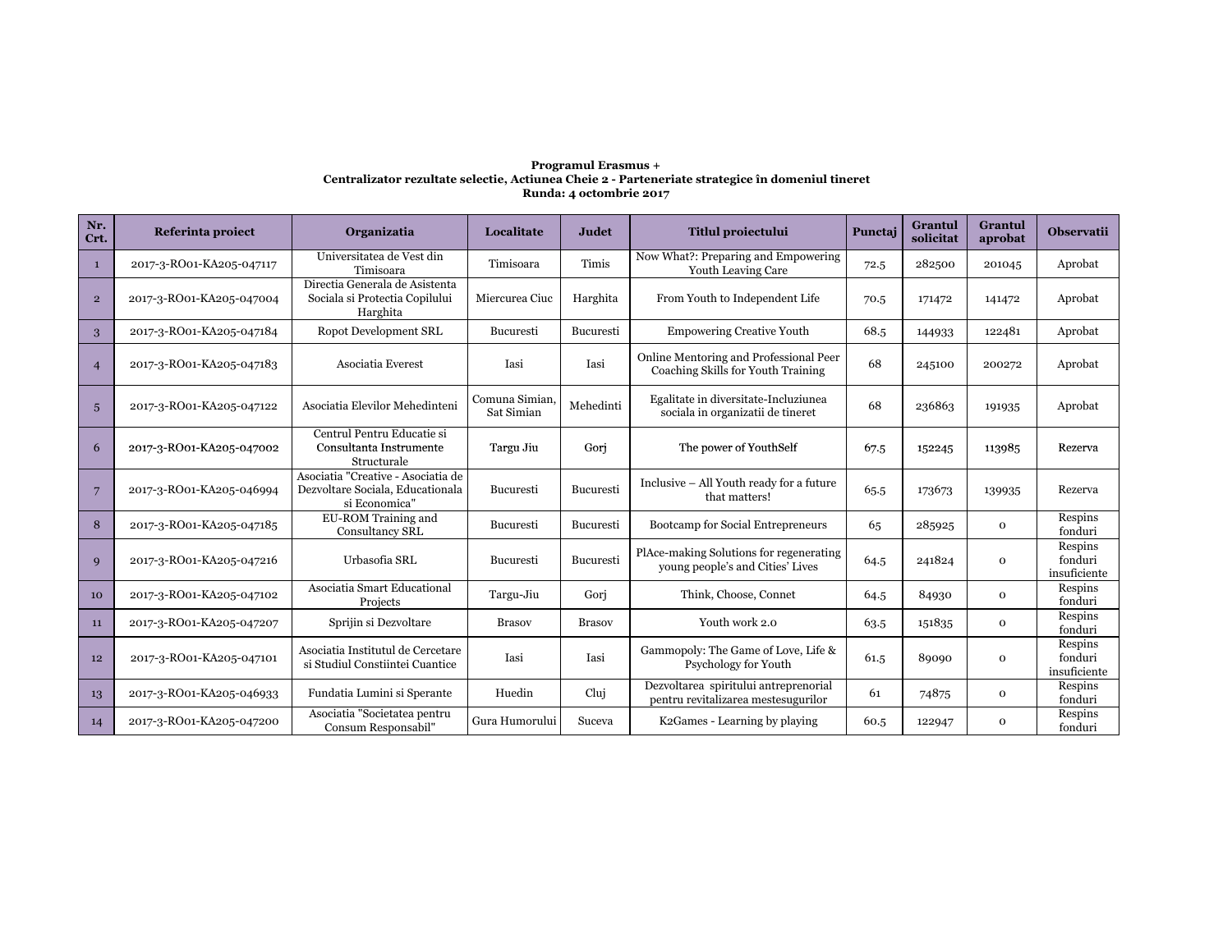**Programul Erasmus +**
**Centralizator rezultate selectie, Actiunea Cheie 2 - Parteneriate strategice în domeniul tineret**
**Runda: 4 octombrie 2017**

| Nr. Crt. | Referinta proiect | Organizatia | Localitate | Judet | Titlul proiectului | Punctaj | Grantul solicitat | Grantul aprobat | Observatii |
|---|---|---|---|---|---|---|---|---|---|
| 1 | 2017-3-RO01-KA205-047117 | Universitatea de Vest din Timisoara | Timisoara | Timis | Now What?: Preparing and Empowering Youth Leaving Care | 72.5 | 282500 | 201045 | Aprobat |
| 2 | 2017-3-RO01-KA205-047004 | Directia Generala de Asistenta Sociala si Protectia Copilului Harghita | Miercurea Ciuc | Harghita | From Youth to Independent Life | 70.5 | 171472 | 141472 | Aprobat |
| 3 | 2017-3-RO01-KA205-047184 | Ropot Development SRL | Bucuresti | Bucuresti | Empowering Creative Youth | 68.5 | 144933 | 122481 | Aprobat |
| 4 | 2017-3-RO01-KA205-047183 | Asociatia Everest | Iasi | Iasi | Online Mentoring and Professional Peer Coaching Skills for Youth Training | 68 | 245100 | 200272 | Aprobat |
| 5 | 2017-3-RO01-KA205-047122 | Asociatia Elevilor Mehedinteni | Comuna Simian, Sat Simian | Mehedinti | Egalitate in diversitate-Incluziunea sociala in organizatii de tineret | 68 | 236863 | 191935 | Aprobat |
| 6 | 2017-3-RO01-KA205-047002 | Centrul Pentru Educatie si Consultanta Instrumente Structurale | Targu Jiu | Gorj | The power of YouthSelf | 67.5 | 152245 | 113985 | Rezerva |
| 7 | 2017-3-RO01-KA205-046994 | Asociatia "Creative - Asociatia de Dezvoltare Sociala, Educationala si Economica" | Bucuresti | Bucuresti | Inclusive – All Youth ready for a future that matters! | 65.5 | 173673 | 139935 | Rezerva |
| 8 | 2017-3-RO01-KA205-047185 | EU-ROM Training and Consultancy SRL | Bucuresti | Bucuresti | Bootcamp for Social Entrepreneurs | 65 | 285925 | 0 | Respins fonduri |
| 9 | 2017-3-RO01-KA205-047216 | Urbasofia SRL | Bucuresti | Bucuresti | PlAce-making Solutions for regenerating young people's and Cities' Lives | 64.5 | 241824 | 0 | Respins fonduri insuficiente |
| 10 | 2017-3-RO01-KA205-047102 | Asociatia Smart Educational Projects | Targu-Jiu | Gorj | Think, Choose, Connet | 64.5 | 84930 | 0 | Respins fonduri |
| 11 | 2017-3-RO01-KA205-047207 | Sprijin si Dezvoltare | Brasov | Brasov | Youth work 2.0 | 63.5 | 151835 | 0 | Respins fonduri |
| 12 | 2017-3-RO01-KA205-047101 | Asociatia Institutul de Cercetare si Studiul Constiintei Cuantice | Iasi | Iasi | Gammopoly: The Game of Love, Life & Psychology for Youth | 61.5 | 89090 | 0 | Respins fonduri insuficiente |
| 13 | 2017-3-RO01-KA205-046933 | Fundatia Lumini si Sperante | Huedin | Cluj | Dezvoltarea spiritului antreprenorial pentru revitalizarea mestesugurilor | 61 | 74875 | 0 | Respins fonduri |
| 14 | 2017-3-RO01-KA205-047200 | Asociatia "Societatea pentru Consum Responsabil" | Gura Humorului | Suceva | K2Games - Learning by playing | 60.5 | 122947 | 0 | Respins fonduri |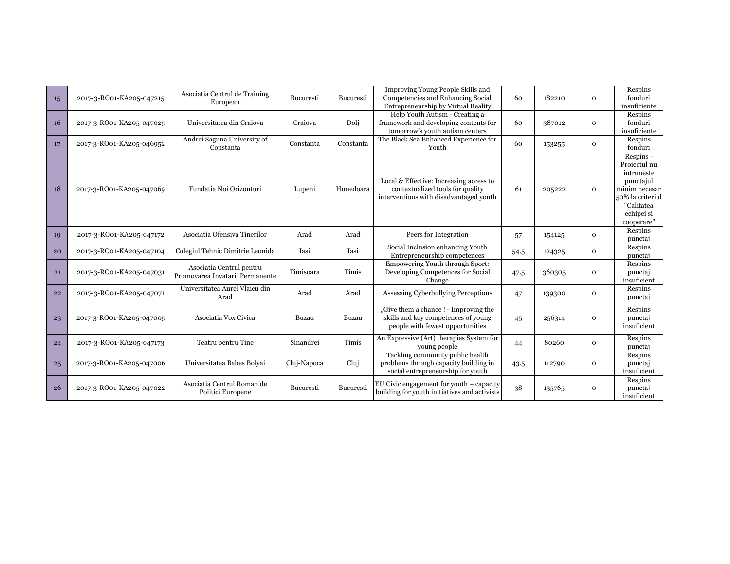| | | | | | | | | | |
|---|---|---|---|---|---|---|---|---|---|
| 15 | 2017-3-RO01-KA205-047215 | Asociatia Centrul de Training European | Bucuresti | Bucuresti | Improving Young People Skills and Competencies and Enhancing Social Entrepreneurship by Virtual Reality | 60 | 182210 | 0 | Respins fonduri insuficiente |
| 16 | 2017-3-RO01-KA205-047025 | Universitatea din Craiova | Craiova | Dolj | Help Youth Autism - Creating a framework and developing contents for tomorrow's youth autism centers | 60 | 387012 | 0 | Respins fonduri insuficiente |
| 17 | 2017-3-RO01-KA205-046952 | Andrei Saguna University of Constanta | Constanta | Constanta | The Black Sea Enhanced Experience for Youth | 60 | 153255 | 0 | Respins fonduri |
| 18 | 2017-3-RO01-KA205-047069 | Fundatia Noi Orizonturi | Lupeni | Hunedoara | Local & Effective: Increasing access to contextualized tools for quality interventions with disadvantaged youth | 61 | 205222 | 0 | Respins - Proiectul nu intruneste punctajul minim necesar 50% la criteriul "Calitatea echipei si cooperare" |
| 19 | 2017-3-RO01-KA205-047172 | Asociatia Ofensiva Tinerilor | Arad | Arad | Peers for Integration | 57 | 154125 | 0 | Respins punctaj |
| 20 | 2017-3-RO01-KA205-047104 | Colegiul Tehnic Dimitrie Leonida | Iasi | Iasi | Social Inclusion enhancing Youth Entrepreneurship competences | 54.5 | 124325 | 0 | Respins punctaj |
| 21 | 2017-3-RO01-KA205-047031 | Asociatia Centrul pentru Promovarea Invatarii Permanente | Timisoara | Timis | Empowering Youth through Sport: Developing Competences for Social Change | 47.5 | 360305 | 0 | Respins punctaj insuficient |
| 22 | 2017-3-RO01-KA205-047071 | Universitatea Aurel Vlaicu din Arad | Arad | Arad | Assessing Cyberbullying Perceptions | 47 | 139300 | 0 | Respins punctaj |
| 23 | 2017-3-RO01-KA205-047005 | Asociatia Vox Civica | Buzau | Buzau | „Give them a chance ! - Improving the skills and key competences of young people with fewest opportunities | 45 | 256314 | 0 | Respins punctaj insuficient |
| 24 | 2017-3-RO01-KA205-047173 | Teatru pentru Tine | Sinandrei | Timis | An Expressive (Art) therapies System for young people | 44 | 80260 | 0 | Respins punctaj |
| 25 | 2017-3-RO01-KA205-047006 | Universitatea Babes Bolyai | Cluj-Napoca | Cluj | Tackling community public health problems through capacity building in social entrepreneurship for youth | 43.5 | 112790 | 0 | Respins punctaj insuficient |
| 26 | 2017-3-RO01-KA205-047022 | Asociatia Centrul Roman de Politici Europene | Bucuresti | Bucuresti | EU Civic engagement for youth – capacity building for youth initiatives and activists | 38 | 135765 | 0 | Respins punctaj insuficient |